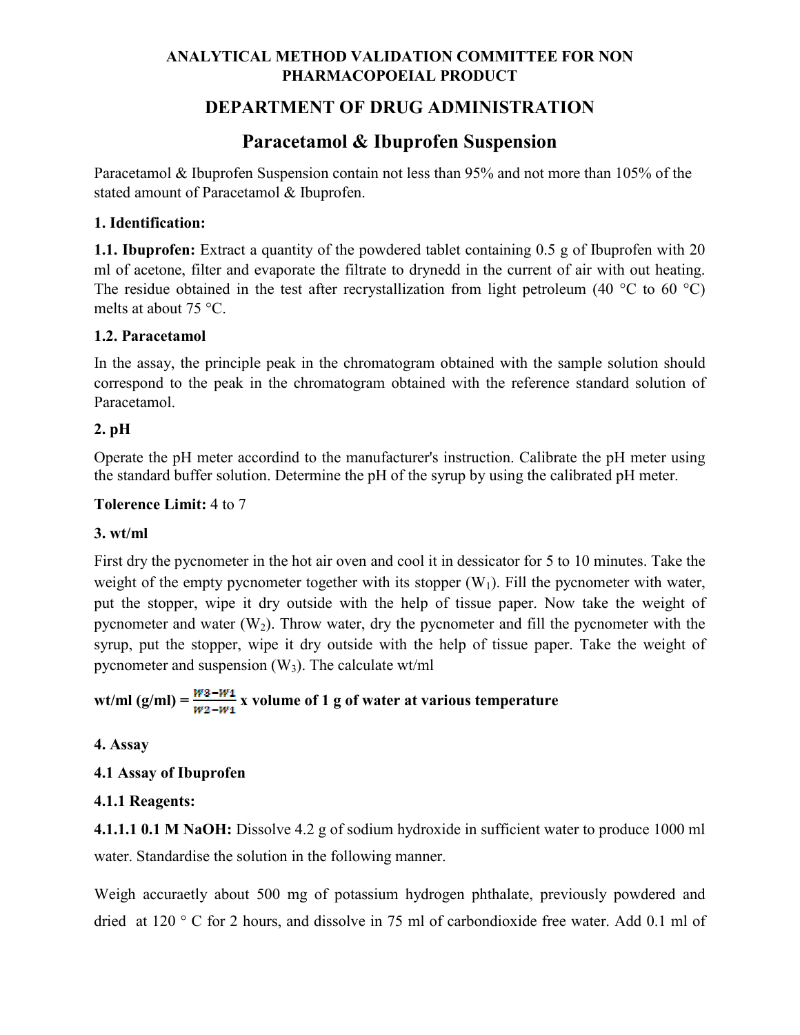**ANALYTICAL METHOD VALIDATION COMMITTEE FOR NON PHARMACOPOEIAL PRODUCT**

## DEPARTMENT OF DRUG ADMINISTRATION

# Paracetamol & Ibuprofen Suspension

Paracetamol & Ibuprofen Suspension contain not less than 95% and not more than 105% of the stated amount of Paracetamol & Ibuprofen.

### 1. Identification:

**1.1. Ibuprofen:** Extract a quantity of the powdered tablet containing 0.5 g of Ibuprofen with 20 ml of acetone, filter and evaporate the filtrate to drynedd in the current of air with out heating. The residue obtained in the test after recrystallization from light petroleum (40 °C to 60 °C) melts at about 75 °C.

**1.2. Paracetamol**

In the assay, the principle peak in the chromatogram obtained with the sample solution should correspond to the peak in the chromatogram obtained with the reference standard solution of Paracetamol.

### 2. pH

Operate the pH meter accordind to the manufacturer's instruction. Calibrate the pH meter using the standard buffer solution. Determine the pH of the syrup by using the calibrated pH meter.

**Tolerence Limit:** 4 to 7

### 3. wt/ml

First dry the pycnometer in the hot air oven and cool it in dessicator for 5 to 10 minutes. Take the weight of the empty pycnometer together with its stopper ($W_1$). Fill the pycnometer with water, put the stopper, wipe it dry outside with the help of tissue paper. Now take the weight of pycnometer and water ($W_2$). Throw water, dry the pycnometer and fill the pycnometer with the syrup, put the stopper, wipe it dry outside with the help of tissue paper. Take the weight of pycnometer and suspension ($W_3$). The calculate wt/ml

**wt/ml (g/ml) =** $\frac{W3 - W1}{W2 - W1}$ **x volume of 1 g of water at various temperature**

### 4. Assay

**4.1 Assay of Ibuprofen**

**4.1.1 Reagents:**

**4.1.1.1 0.1 M NaOH:** Dissolve 4.2 g of sodium hydroxide in sufficient water to produce 1000 ml water. Standardise the solution in the following manner.

Weigh accuraetly about 500 mg of potassium hydrogen phthalate, previously powdered and dried at 120 ° C for 2 hours, and dissolve in 75 ml of carbondioxide free water. Add 0.1 ml of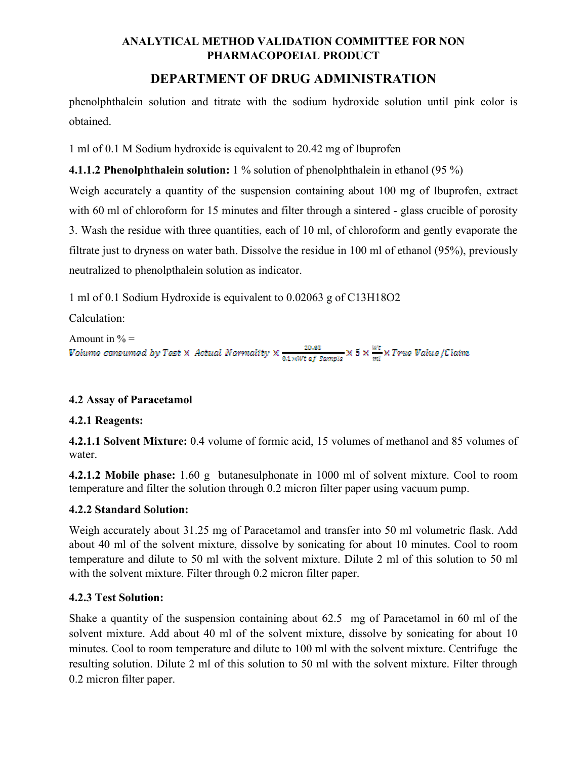phenolphthalein solution and titrate with the sodium hydroxide solution until pink color is obtained.

1 ml of 0.1 M Sodium hydroxide is equivalent to 20.42 mg of Ibuprofen

**4.1.1.2 Phenolphthalein solution:** 1 % solution of phenolphthalein in ethanol (95 %)

Weigh accurately a quantity of the suspension containing about 100 mg of Ibuprofen, extract with 60 ml of chloroform for 15 minutes and filter through a sintered - glass crucible of porosity 3. Wash the residue with three quantities, each of 10 ml, of chloroform and gently evaporate the filtrate just to dryness on water bath. Dissolve the residue in 100 ml of ethanol (95%), previously neutralized to phenolpthalein solution as indicator.

1 ml of 0.1 Sodium Hydroxide is equivalent to 0.02063 g of $C_{13}H_{18}O_2$

Calculation:

Amount in % =

$$\text{Volume consumed by Test} \times \text{Actual Normality} \times \frac{20.63}{0.1 \times \text{Wt of Sample}} \times 5 \times \frac{\text{Wt}}{\text{ml}} \times \text{True Value/Claim}$$

### 4.2 Assay of Paracetamol

#### 4.2.1 Reagents:

**4.2.1.1 Solvent Mixture:** 0.4 volume of formic acid, 15 volumes of methanol and 85 volumes of water.

**4.2.1.2 Mobile phase:** 1.60 g butanesulphonate in 1000 ml of solvent mixture. Cool to room temperature and filter the solution through 0.2 micron filter paper using vacuum pump.

#### 4.2.2 Standard Solution:

Weigh accurately about 31.25 mg of Paracetamol and transfer into 50 ml volumetric flask. Add about 40 ml of the solvent mixture, dissolve by sonicating for about 10 minutes. Cool to room temperature and dilute to 50 ml with the solvent mixture. Dilute 2 ml of this solution to 50 ml with the solvent mixture. Filter through 0.2 micron filter paper.

#### 4.2.3 Test Solution:

Shake a quantity of the suspension containing about 62.5 mg of Paracetamol in 60 ml of the solvent mixture. Add about 40 ml of the solvent mixture, dissolve by sonicating for about 10 minutes. Cool to room temperature and dilute to 100 ml with the solvent mixture. Centrifuge the resulting solution. Dilute 2 ml of this solution to 50 ml with the solvent mixture. Filter through 0.2 micron filter paper.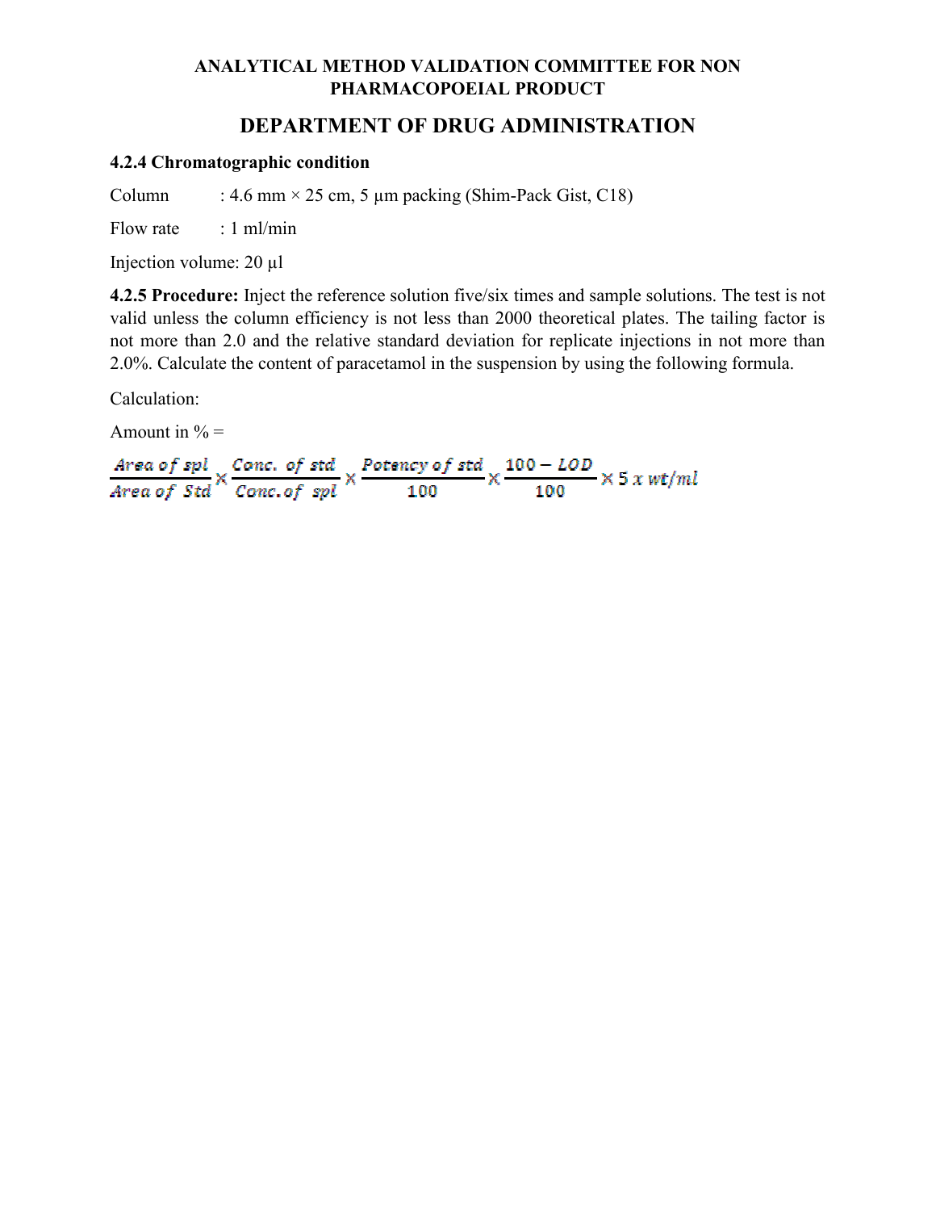**ANALYTICAL METHOD VALIDATION COMMITTEE FOR NON PHARMACOPOEIAL PRODUCT**

## DEPARTMENT OF DRUG ADMINISTRATION

**4.2.4 Chromatographic condition**

Column : 4.6 mm × 25 cm, 5 µm packing (Shim-Pack Gist, C18)

Flow rate : 1 ml/min

Injection volume: 20 µl

**4.2.5 Procedure:** Inject the reference solution five/six times and sample solutions. The test is not valid unless the column efficiency is not less than 2000 theoretical plates. The tailing factor is not more than 2.0 and the relative standard deviation for replicate injections in not more than 2.0%. Calculate the content of paracetamol in the suspension by using the following formula.

Calculation:

Amount in % =

$$\frac{Area\ of\ spl}{Area\ of\ Std} \times \frac{Conc.\ of\ std}{Conc.\ of\ spl} \times \frac{Potency\ of\ std}{100} \times \frac{100 - LOD}{100} \times 5\ x\ wt/ml$$